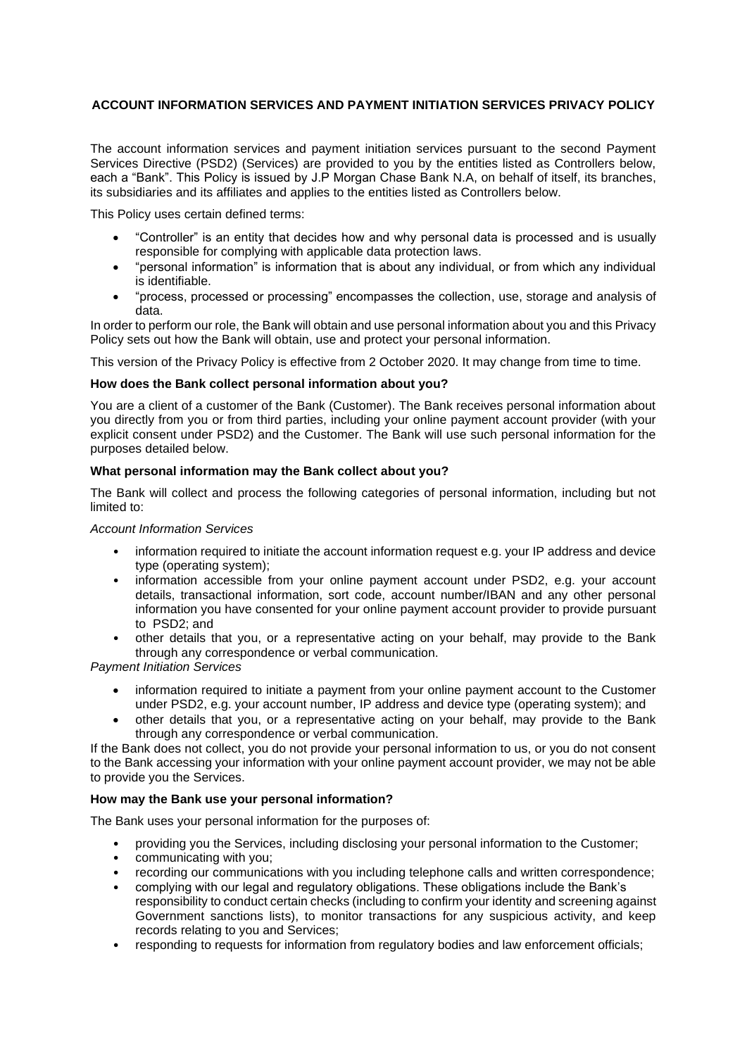## ACCOUNT INFORMATION SERVICES AND PAYMENT INITIATION SERVICES PRIVACY POLICY

The account information services and payment initiation services pursuant to the second Payment Services Directive (PSD2) (Services) are provided to you by the entities listed as Controllers below, each a "Bank". This Policy is issued by J.P Morgan Chase Bank N.A, on behalf of itself, its branches, its subsidiaries and its affiliates and applies to the entities listed as Controllers below.

This Policy uses certain defined terms:

- "Controller" is an entity that decides how and why personal data is processed and is usually responsible for complying with applicable data protection laws.
- "personal information" is information that is about any individual, or from which any individual is identifiable.
- "process, processed or processing" encompasses the collection, use, storage and analysis of data.

In order to perform our role, the Bank will obtain and use personal information about you and this Privacy Policy sets out how the Bank will obtain, use and protect your personal information.

This version of the Privacy Policy is effective from 2 October 2020. It may change from time to time.

### How does the Bank collect personal information about you?

You are a client of a customer of the Bank (Customer). The Bank receives personal information about you directly from you or from third parties, including your online payment account provider (with your explicit consent under PSD2) and the Customer. The Bank will use such personal information for the purposes detailed below.

### What personal information may the Bank collect about you?

The Bank will collect and process the following categories of personal information, including but not limited to:

*Account Information Services*

- information required to initiate the account information request e.g. your IP address and device type (operating system);
- information accessible from your online payment account under PSD2, e.g. your account details, transactional information, sort code, account number/IBAN and any other personal information you have consented for your online payment account provider to provide pursuant to PSD2; and
- other details that you, or a representative acting on your behalf, may provide to the Bank through any correspondence or verbal communication.

*Payment Initiation Services*

- information required to initiate a payment from your online payment account to the Customer under PSD2, e.g. your account number, IP address and device type (operating system); and
- other details that you, or a representative acting on your behalf, may provide to the Bank through any correspondence or verbal communication.

If the Bank does not collect, you do not provide your personal information to us, or you do not consent to the Bank accessing your information with your online payment account provider, we may not be able to provide you the Services.

### How may the Bank use your personal information?

The Bank uses your personal information for the purposes of:

- providing you the Services, including disclosing your personal information to the Customer;
- communicating with you;
- recording our communications with you including telephone calls and written correspondence;
- complying with our legal and regulatory obligations. These obligations include the Bank's responsibility to conduct certain checks (including to confirm your identity and screening against Government sanctions lists), to monitor transactions for any suspicious activity, and keep records relating to you and Services;
- responding to requests for information from regulatory bodies and law enforcement officials;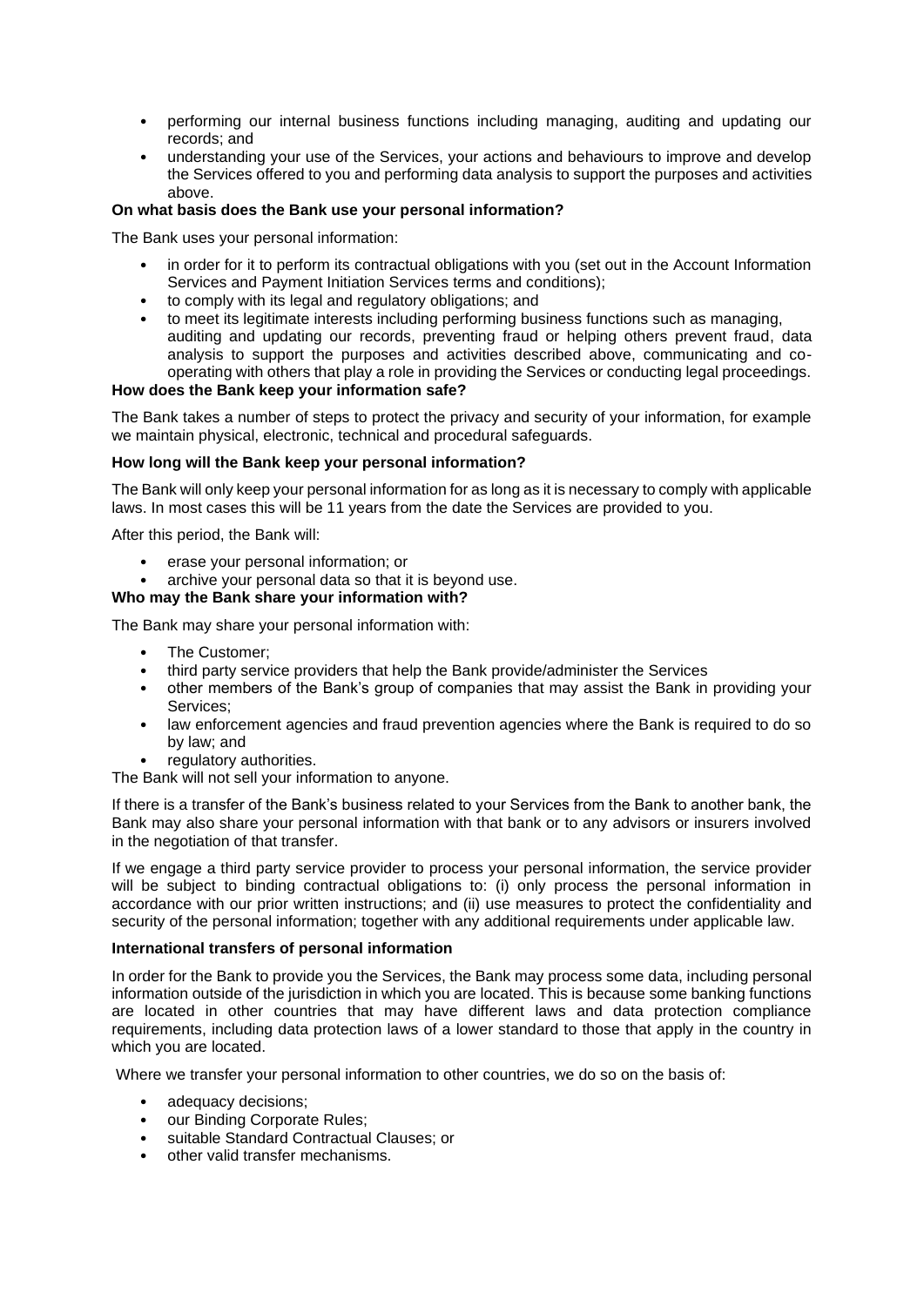- performing our internal business functions including managing, auditing and updating our records; and
- understanding your use of the Services, your actions and behaviours to improve and develop the Services offered to you and performing data analysis to support the purposes and activities above.

**On what basis does the Bank use your personal information?**

The Bank uses your personal information:

- in order for it to perform its contractual obligations with you (set out in the Account Information Services and Payment Initiation Services terms and conditions);
- to comply with its legal and regulatory obligations; and
- to meet its legitimate interests including performing business functions such as managing, auditing and updating our records, preventing fraud or helping others prevent fraud, data analysis to support the purposes and activities described above, communicating and co-operating with others that play a role in providing the Services or conducting legal proceedings.

**How does the Bank keep your information safe?**

The Bank takes a number of steps to protect the privacy and security of your information, for example we maintain physical, electronic, technical and procedural safeguards.

**How long will the Bank keep your personal information?**

The Bank will only keep your personal information for as long as it is necessary to comply with applicable laws. In most cases this will be 11 years from the date the Services are provided to you.

After this period, the Bank will:

- erase your personal information; or
- archive your personal data so that it is beyond use.

**Who may the Bank share your information with?**

The Bank may share your personal information with:

- The Customer;
- third party service providers that help the Bank provide/administer the Services
- other members of the Bank's group of companies that may assist the Bank in providing your Services;
- law enforcement agencies and fraud prevention agencies where the Bank is required to do so by law; and
- regulatory authorities.

The Bank will not sell your information to anyone.

If there is a transfer of the Bank's business related to your Services from the Bank to another bank, the Bank may also share your personal information with that bank or to any advisors or insurers involved in the negotiation of that transfer.

If we engage a third party service provider to process your personal information, the service provider will be subject to binding contractual obligations to: (i) only process the personal information in accordance with our prior written instructions; and (ii) use measures to protect the confidentiality and security of the personal information; together with any additional requirements under applicable law.

**International transfers of personal information**

In order for the Bank to provide you the Services, the Bank may process some data, including personal information outside of the jurisdiction in which you are located. This is because some banking functions are located in other countries that may have different laws and data protection compliance requirements, including data protection laws of a lower standard to those that apply in the country in which you are located.

Where we transfer your personal information to other countries, we do so on the basis of:

- adequacy decisions;
- our Binding Corporate Rules;
- suitable Standard Contractual Clauses; or
- other valid transfer mechanisms.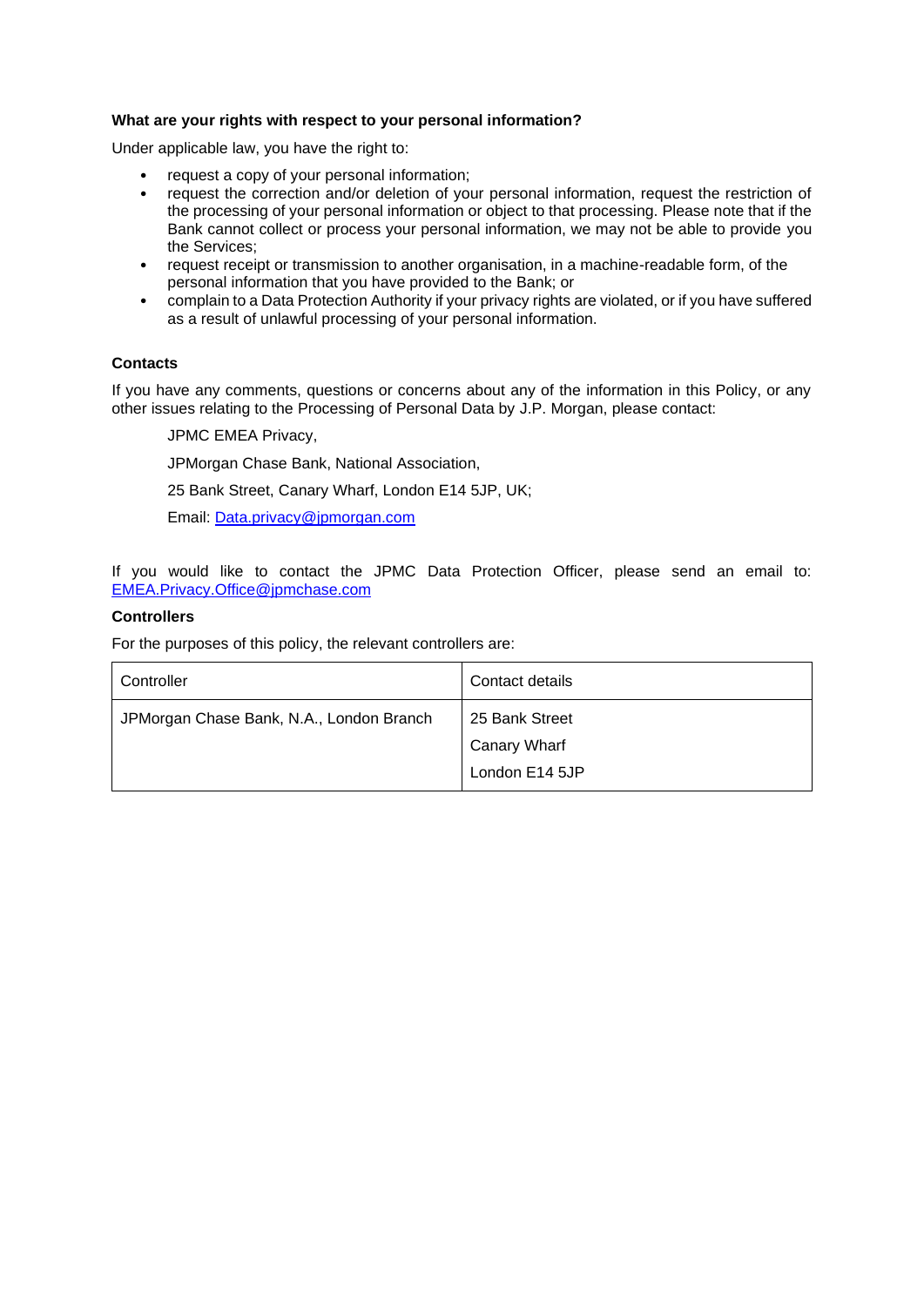**What are your rights with respect to your personal information?**

Under applicable law, you have the right to:

- request a copy of your personal information;
- request the correction and/or deletion of your personal information, request the restriction of the processing of your personal information or object to that processing. Please note that if the Bank cannot collect or process your personal information, we may not be able to provide you the Services;
- request receipt or transmission to another organisation, in a machine-readable form, of the personal information that you have provided to the Bank; or
- complain to a Data Protection Authority if your privacy rights are violated, or if you have suffered as a result of unlawful processing of your personal information.

**Contacts**

If you have any comments, questions or concerns about any of the information in this Policy, or any other issues relating to the Processing of Personal Data by J.P. Morgan, please contact:

JPMC EMEA Privacy,

JPMorgan Chase Bank, National Association,

25 Bank Street, Canary Wharf, London E14 5JP, UK;

Email: Data.privacy@jpmorgan.com

If you would like to contact the JPMC Data Protection Officer, please send an email to: EMEA.Privacy.Office@jpmchase.com

**Controllers**

For the purposes of this policy, the relevant controllers are:

| Controller | Contact details |
|---|---|
| JPMorgan Chase Bank, N.A., London Branch | 25 Bank Street<br>Canary Wharf<br>London E14 5JP |